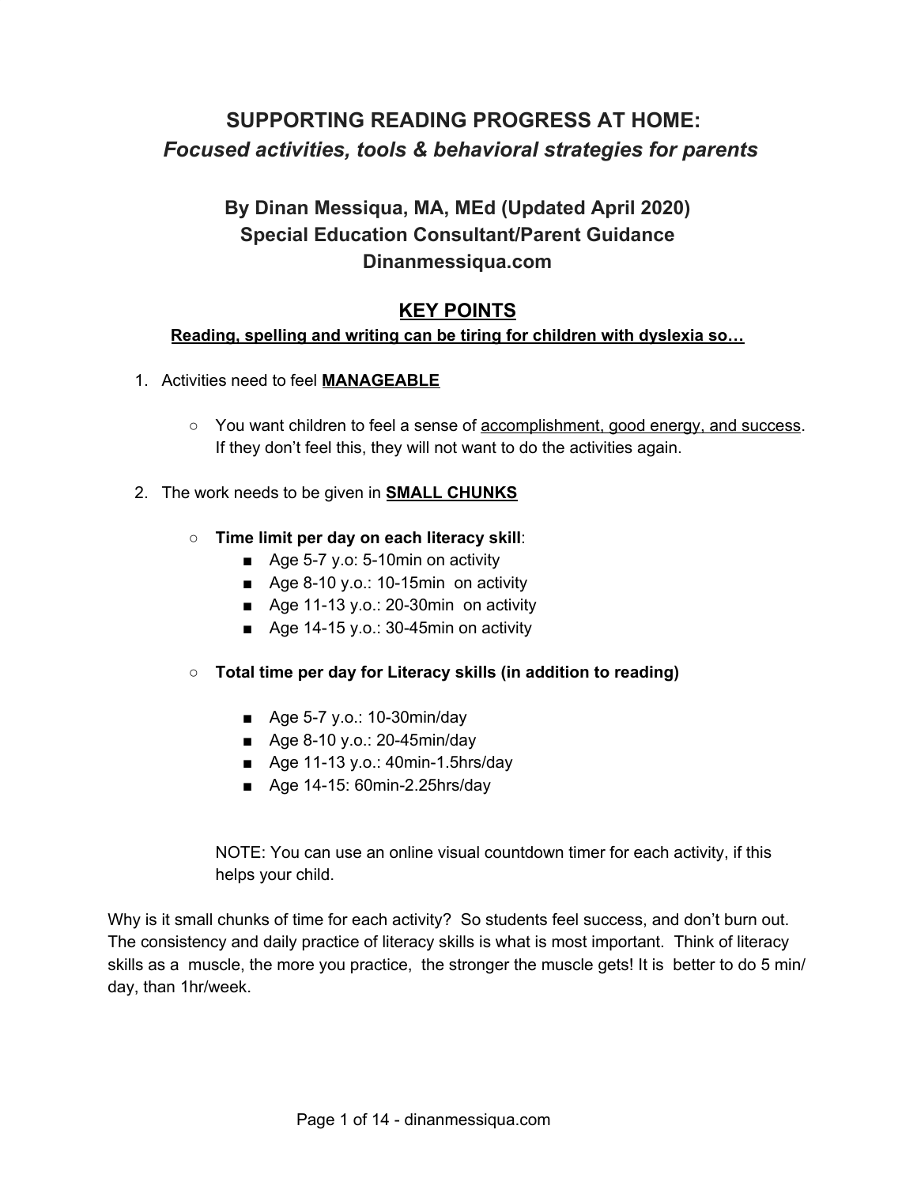# SUPPORTING READING PROGRESS AT HOME:
## *Focused activities, tools & behavioral strategies for parents*

### By Dinan Messiqua, MA, MEd (Updated April 2020)
### Special Education Consultant/Parent Guidance
### Dinanmessiqua.com

## KEY POINTS

**Reading, spelling and writing can be tiring for children with dyslexia so…**

1. Activities need to feel **MANAGEABLE**
   - You want children to feel a sense of accomplishment, good energy, and success. If they don't feel this, they will not want to do the activities again.

2. The work needs to be given in **SMALL CHUNKS**
   - **Time limit per day on each literacy skill**:
     - Age 5-7 y.o: 5-10min on activity
     - Age 8-10 y.o.: 10-15min on activity
     - Age 11-13 y.o.: 20-30min on activity
     - Age 14-15 y.o.: 30-45min on activity
   - **Total time per day for Literacy skills (in addition to reading)**
     - Age 5-7 y.o.: 10-30min/day
     - Age 8-10 y.o.: 20-45min/day
     - Age 11-13 y.o.: 40min-1.5hrs/day
     - Age 14-15: 60min-2.25hrs/day

   NOTE: You can use an online visual countdown timer for each activity, if this helps your child.

Why is it small chunks of time for each activity? So students feel success, and don't burn out. The consistency and daily practice of literacy skills is what is most important. Think of literacy skills as a muscle, the more you practice, the stronger the muscle gets! It is better to do 5 min/ day, than 1hr/week.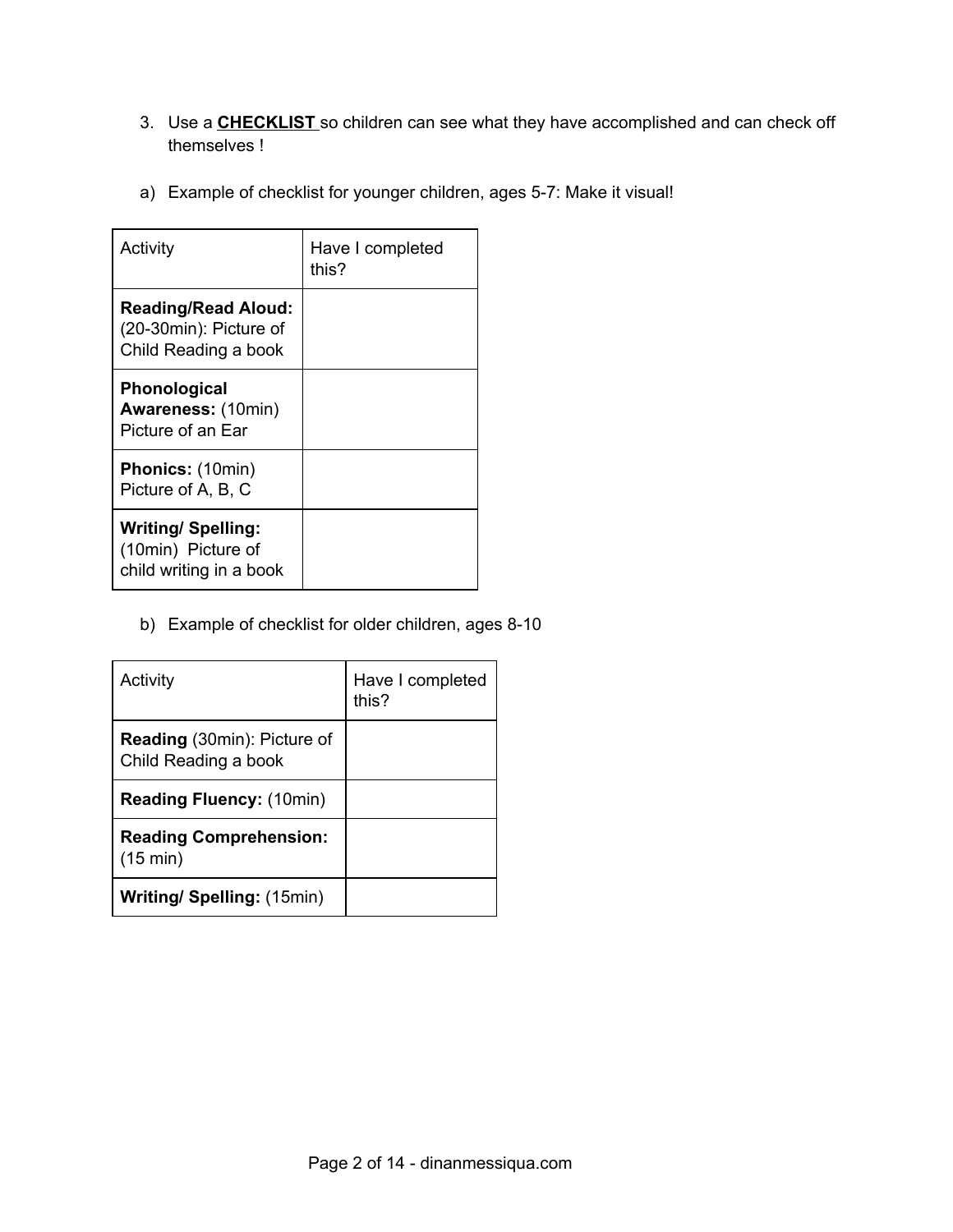3. Use a **<u>CHECKLIST</u>** so children can see what they have accomplished and can check off themselves !

a) Example of checklist for younger children, ages 5-7: Make it visual!

| Activity | Have I completed this? |
|---|---|
| **Reading/Read Aloud:** (20-30min): Picture of Child Reading a book | |
| **Phonological Awareness:** (10min) Picture of an Ear | |
| **Phonics:** (10min) Picture of A, B, C | |
| **Writing/ Spelling:** (10min) Picture of child writing in a book | |

b) Example of checklist for older children, ages 8-10

| Activity | Have I completed this? |
|---|---|
| **Reading** (30min): Picture of Child Reading a book | |
| **Reading Fluency:** (10min) | |
| **Reading Comprehension:** (15 min) | |
| **Writing/ Spelling:** (15min) | |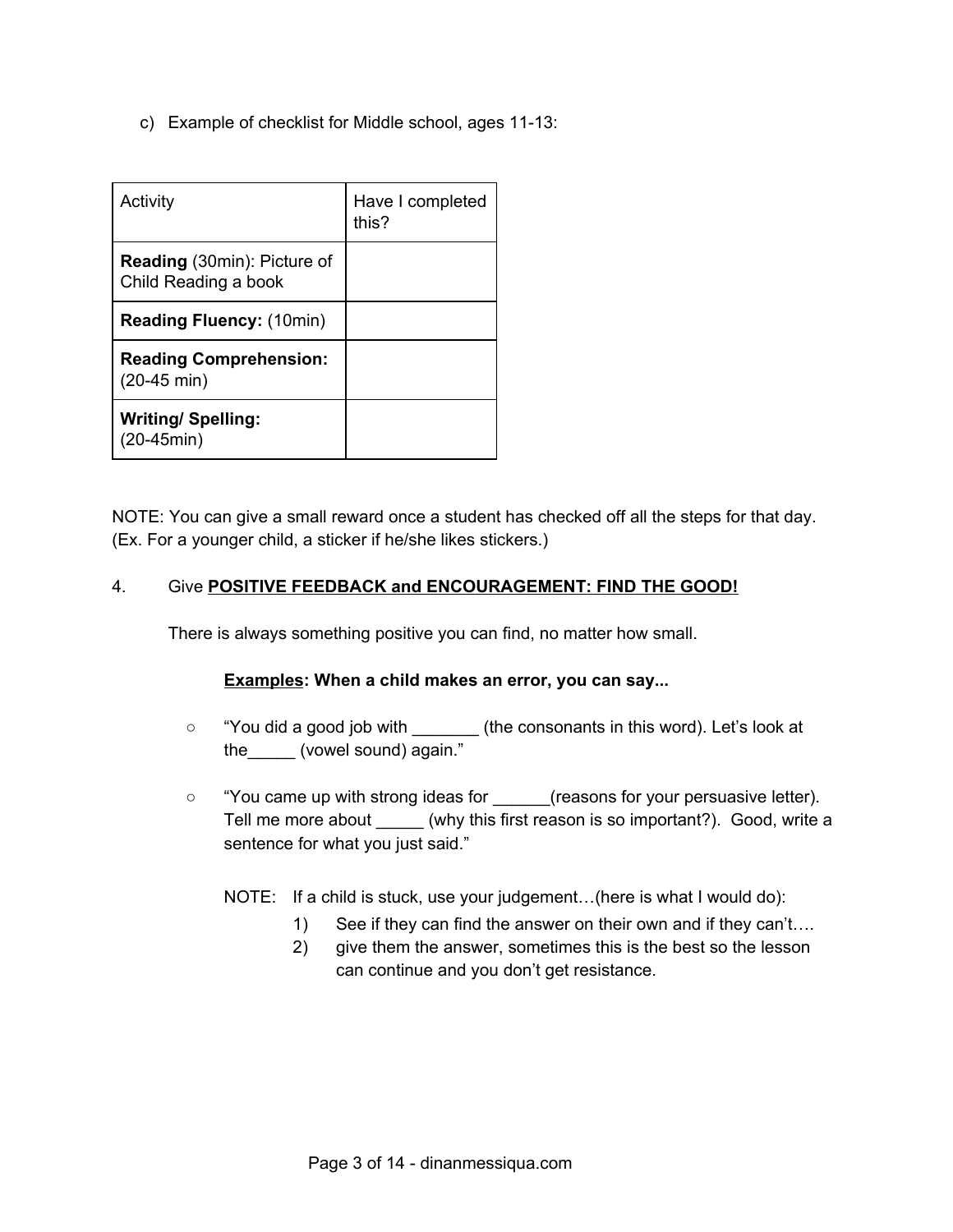c) Example of checklist for Middle school, ages 11-13:

| Activity | Have I completed this? |
| --- | --- |
| **Reading** (30min): Picture of Child Reading a book | |
| **Reading Fluency:** (10min) | |
| **Reading Comprehension:** (20-45 min) | |
| **Writing/ Spelling:** (20-45min) | |

NOTE: You can give a small reward once a student has checked off all the steps for that day. (Ex. For a younger child, a sticker if he/she likes stickers.)

4. Give **POSITIVE FEEDBACK and ENCOURAGEMENT: FIND THE GOOD!**

There is always something positive you can find, no matter how small.

**Examples: When a child makes an error, you can say...**

- "You did a good job with _______ (the consonants in this word). Let's look at the_____ (vowel sound) again."
- "You came up with strong ideas for ______(reasons for your persuasive letter). Tell me more about _____ (why this first reason is so important?). Good, write a sentence for what you just said."

NOTE: If a child is stuck, use your judgement…(here is what I would do):

1) See if they can find the answer on their own and if they can't….
2) give them the answer, sometimes this is the best so the lesson can continue and you don't get resistance.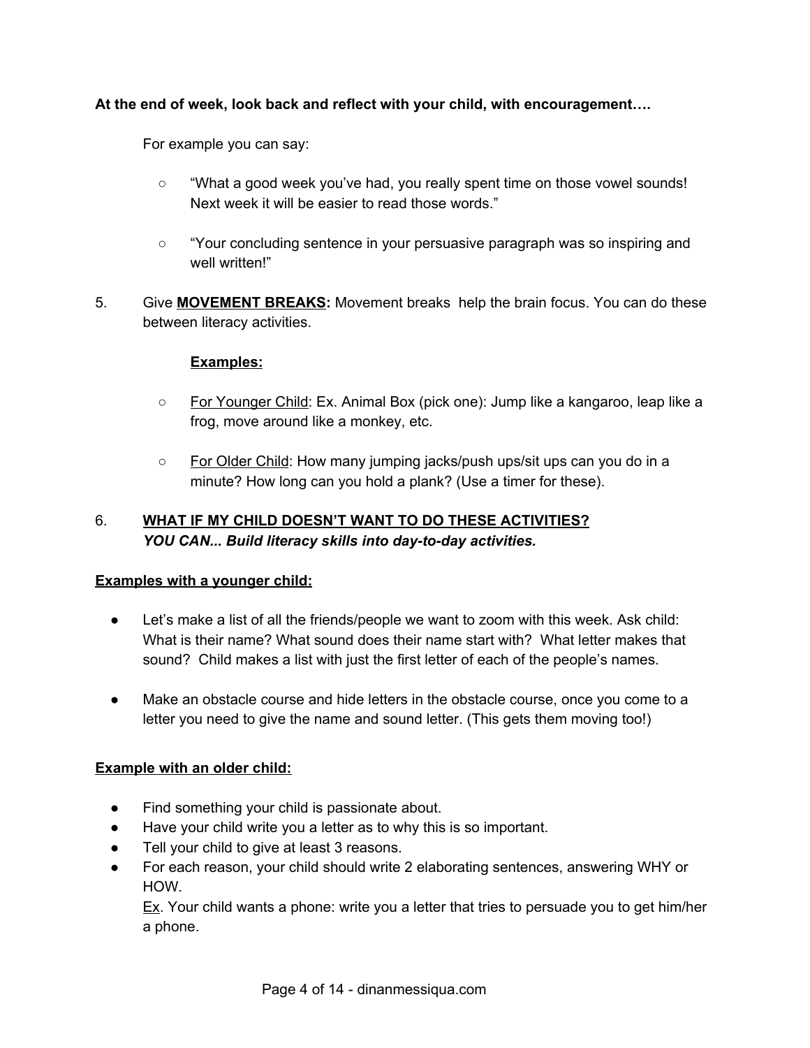**At the end of week, look back and reflect with your child, with encouragement….**

For example you can say:

- "What a good week you've had, you really spent time on those vowel sounds! Next week it will be easier to read those words."
- "Your concluding sentence in your persuasive paragraph was so inspiring and well written!"

5. Give **MOVEMENT BREAKS:** Movement breaks help the brain focus. You can do these between literacy activities.

   **Examples:**

   - For Younger Child: Ex. Animal Box (pick one): Jump like a kangaroo, leap like a frog, move around like a monkey, etc.
   - For Older Child: How many jumping jacks/push ups/sit ups can you do in a minute? How long can you hold a plank? (Use a timer for these).

6. **WHAT IF MY CHILD DOESN'T WANT TO DO THESE ACTIVITIES?**
   ***YOU CAN... Build literacy skills into day-to-day activities.***

**Examples with a younger child:**

- Let's make a list of all the friends/people we want to zoom with this week. Ask child: What is their name? What sound does their name start with? What letter makes that sound? Child makes a list with just the first letter of each of the people's names.
- Make an obstacle course and hide letters in the obstacle course, once you come to a letter you need to give the name and sound letter. (This gets them moving too!)

**Example with an older child:**

- Find something your child is passionate about.
- Have your child write you a letter as to why this is so important.
- Tell your child to give at least 3 reasons.
- For each reason, your child should write 2 elaborating sentences, answering WHY or HOW.
  Ex. Your child wants a phone: write you a letter that tries to persuade you to get him/her a phone.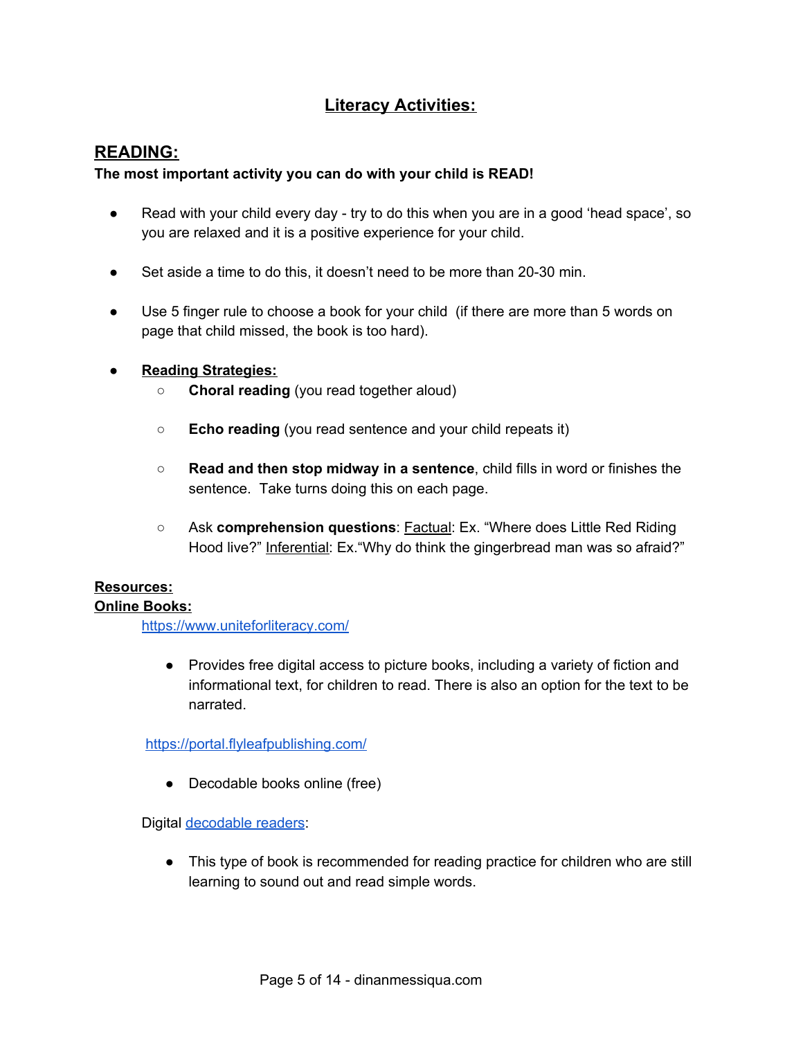# Literacy Activities:

## READING:

**The most important activity you can do with your child is READ!**

- Read with your child every day - try to do this when you are in a good 'head space', so you are relaxed and it is a positive experience for your child.

- Set aside a time to do this, it doesn't need to be more than 20-30 min.

- Use 5 finger rule to choose a book for your child (if there are more than 5 words on page that child missed, the book is too hard).

- **Reading Strategies:**
  - **Choral reading** (you read together aloud)
  - **Echo reading** (you read sentence and your child repeats it)
  - **Read and then stop midway in a sentence**, child fills in word or finishes the sentence. Take turns doing this on each page.
  - Ask **comprehension questions**: Factual: Ex. "Where does Little Red Riding Hood live?" Inferential: Ex."Why do think the gingerbread man was so afraid?"

**Resources:**

**Online Books:**

https://www.uniteforliteracy.com/

- Provides free digital access to picture books, including a variety of fiction and informational text, for children to read. There is also an option for the text to be narrated.

https://portal.flyleafpublishing.com/

- Decodable books online (free)

Digital decodable readers:

- This type of book is recommended for reading practice for children who are still learning to sound out and read simple words.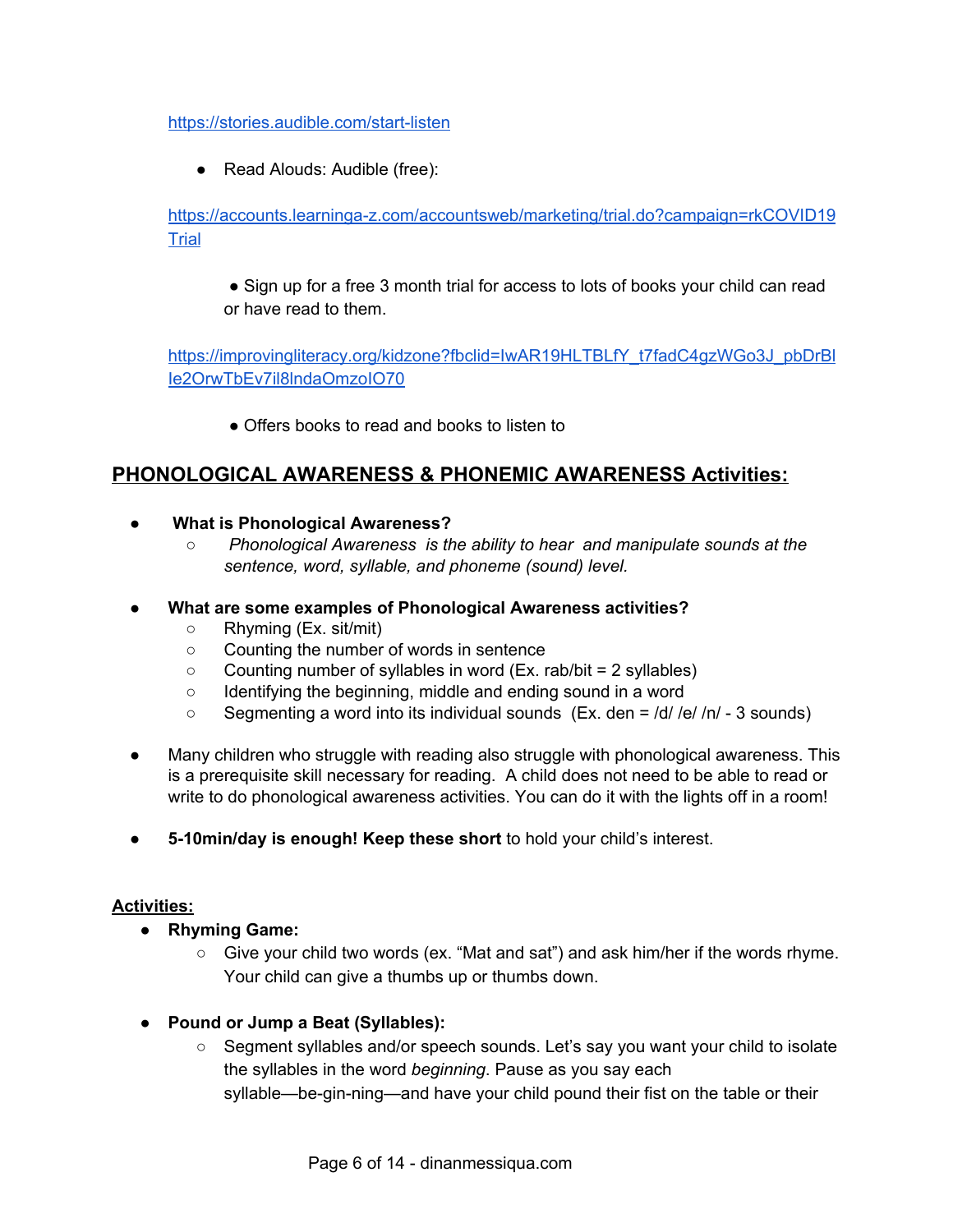https://stories.audible.com/start-listen

- Read Alouds: Audible (free):

https://accounts.learninga-z.com/accountsweb/marketing/trial.do?campaign=rkCOVID19Trial

- Sign up for a free 3 month trial for access to lots of books your child can read or have read to them.

https://improvingliteracy.org/kidzone?fbclid=IwAR19HLTBLfY_t7fadC4gzWGo3J_pbDrBlIe2OrwTbEv7il8lndaOmzoIO70

- Offers books to read and books to listen to

## PHONOLOGICAL AWARENESS & PHONEMIC AWARENESS Activities:

- **What is Phonological Awareness?**
  - *Phonological Awareness is the ability to hear and manipulate sounds at the sentence, word, syllable, and phoneme (sound) level.*

- **What are some examples of Phonological Awareness activities?**
  - Rhyming (Ex. sit/mit)
  - Counting the number of words in sentence
  - Counting number of syllables in word (Ex. rab/bit = 2 syllables)
  - Identifying the beginning, middle and ending sound in a word
  - Segmenting a word into its individual sounds (Ex. den = /d/ /e/ /n/ - 3 sounds)

- Many children who struggle with reading also struggle with phonological awareness. This is a prerequisite skill necessary for reading. A child does not need to be able to read or write to do phonological awareness activities. You can do it with the lights off in a room!

- **5-10min/day is enough! Keep these short** to hold your child's interest.

**Activities:**

- **Rhyming Game:**
  - Give your child two words (ex. "Mat and sat") and ask him/her if the words rhyme. Your child can give a thumbs up or thumbs down.

- **Pound or Jump a Beat (Syllables):**
  - Segment syllables and/or speech sounds. Let's say you want your child to isolate the syllables in the word *beginning*. Pause as you say each syllable—be-gin-ning—and have your child pound their fist on the table or their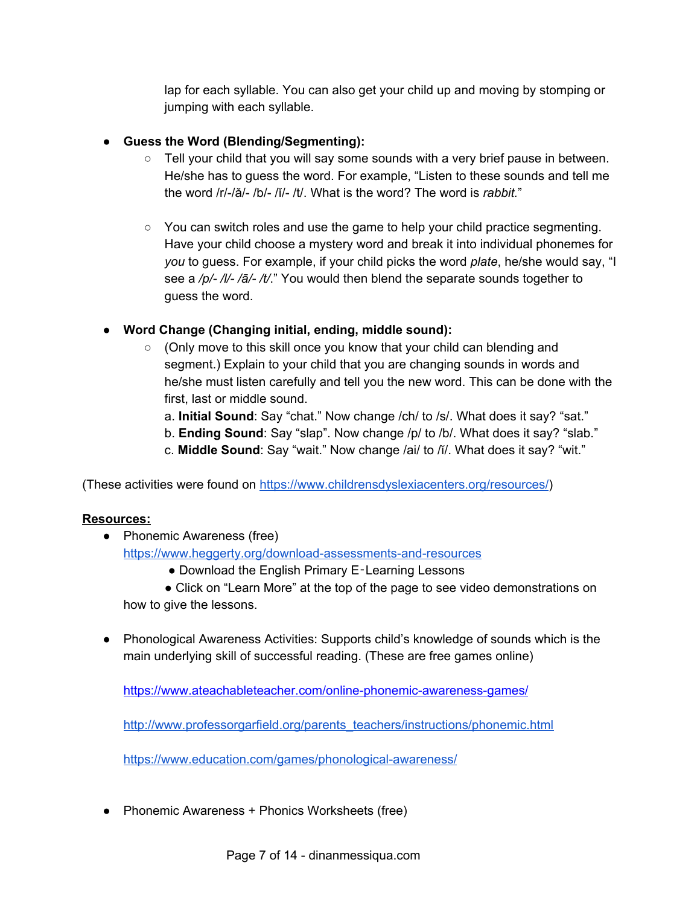lap for each syllable. You can also get your child up and moving by stomping or jumping with each syllable.

- **Guess the Word (Blending/Segmenting):**
  - Tell your child that you will say some sounds with a very brief pause in between. He/she has to guess the word. For example, "Listen to these sounds and tell me the word /r/-/ă/- /b/- /ĭ/- /t/. What is the word? The word is *rabbit.*"
  - You can switch roles and use the game to help your child practice segmenting. Have your child choose a mystery word and break it into individual phonemes for *you* to guess. For example, if your child picks the word *plate*, he/she would say, "I see a */p/- /l/- /ā/- /t/*." You would then blend the separate sounds together to guess the word.

- **Word Change (Changing initial, ending, middle sound):**
  - (Only move to this skill once you know that your child can blending and segment.) Explain to your child that you are changing sounds in words and he/she must listen carefully and tell you the new word. This can be done with the first, last or middle sound.
    a. **Initial Sound**: Say "chat." Now change /ch/ to /s/. What does it say? "sat."
    b. **Ending Sound**: Say "slap". Now change /p/ to /b/. What does it say? "slab."
    c. **Middle Sound**: Say "wait." Now change /ai/ to /ĭ/. What does it say? "wit."

(These activities were found on https://www.childrensdyslexiacenters.org/resources/)

**Resources:**

- Phonemic Awareness (free)
  https://www.heggerty.org/download-assessments-and-resources
  - Download the English Primary E-Learning Lessons
  - Click on "Learn More" at the top of the page to see video demonstrations on how to give the lessons.

- Phonological Awareness Activities: Supports child's knowledge of sounds which is the main underlying skill of successful reading. (These are free games online)

  https://www.ateachableteacher.com/online-phonemic-awareness-games/

  http://www.professorgarfield.org/parents_teachers/instructions/phonemic.html

  https://www.education.com/games/phonological-awareness/

- Phonemic Awareness + Phonics Worksheets (free)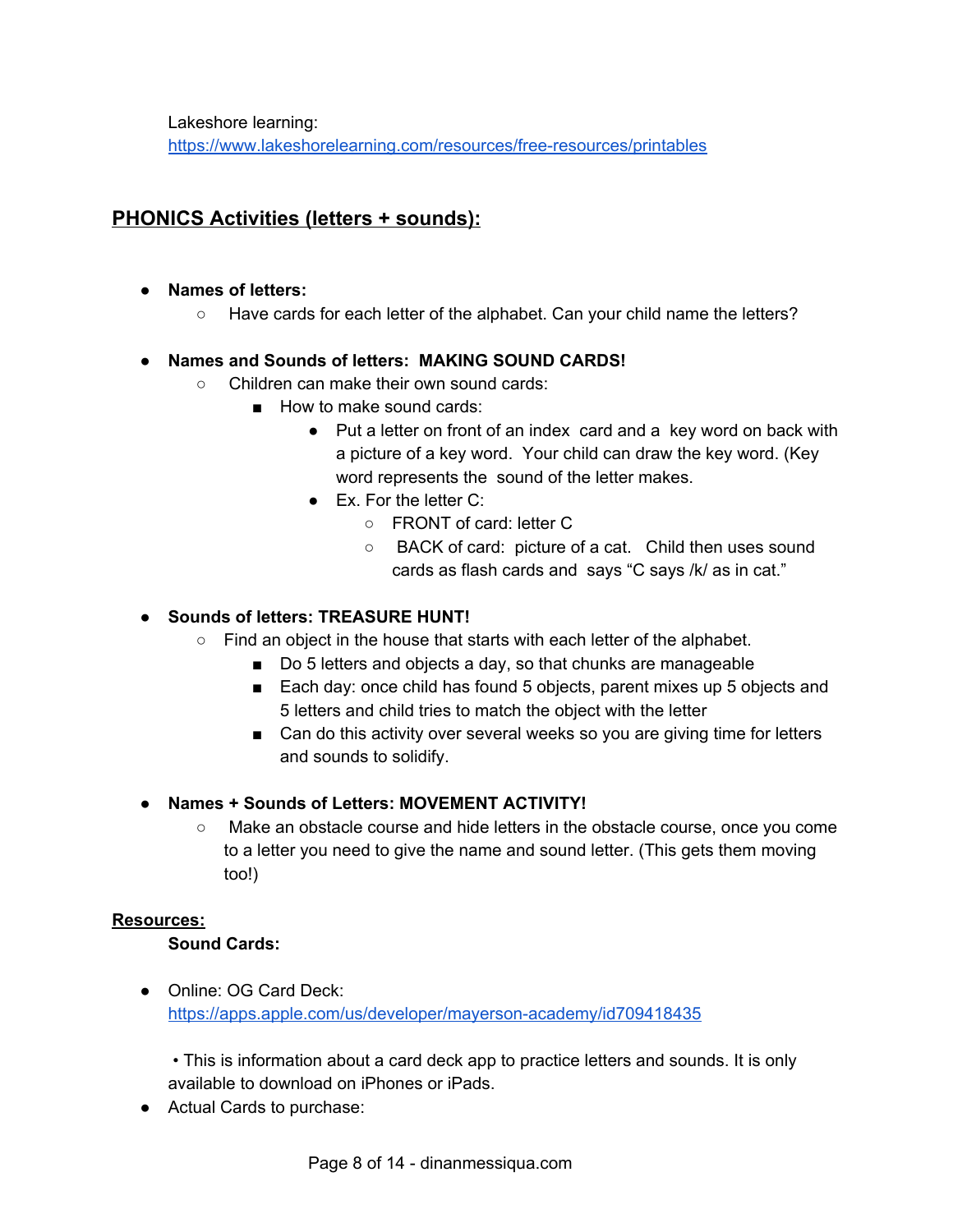Lakeshore learning:
https://www.lakeshorelearning.com/resources/free-resources/printables

## PHONICS Activities (letters + sounds):

- **Names of letters:**
  - Have cards for each letter of the alphabet. Can your child name the letters?

- **Names and Sounds of letters: MAKING SOUND CARDS!**
  - Children can make their own sound cards:
    - How to make sound cards:
      - Put a letter on front of an index card and a key word on back with a picture of a key word. Your child can draw the key word. (Key word represents the sound of the letter makes.
      - Ex. For the letter C:
        - FRONT of card: letter C
        - BACK of card: picture of a cat. Child then uses sound cards as flash cards and says "C says /k/ as in cat."

- **Sounds of letters: TREASURE HUNT!**
  - Find an object in the house that starts with each letter of the alphabet.
    - Do 5 letters and objects a day, so that chunks are manageable
    - Each day: once child has found 5 objects, parent mixes up 5 objects and 5 letters and child tries to match the object with the letter
    - Can do this activity over several weeks so you are giving time for letters and sounds to solidify.

- **Names + Sounds of Letters: MOVEMENT ACTIVITY!**
  - Make an obstacle course and hide letters in the obstacle course, once you come to a letter you need to give the name and sound letter. (This gets them moving too!)

**Resources:**

**Sound Cards:**

- Online: OG Card Deck:
  https://apps.apple.com/us/developer/mayerson-academy/id709418435

  • This is information about a card deck app to practice letters and sounds. It is only available to download on iPhones or iPads.
- Actual Cards to purchase: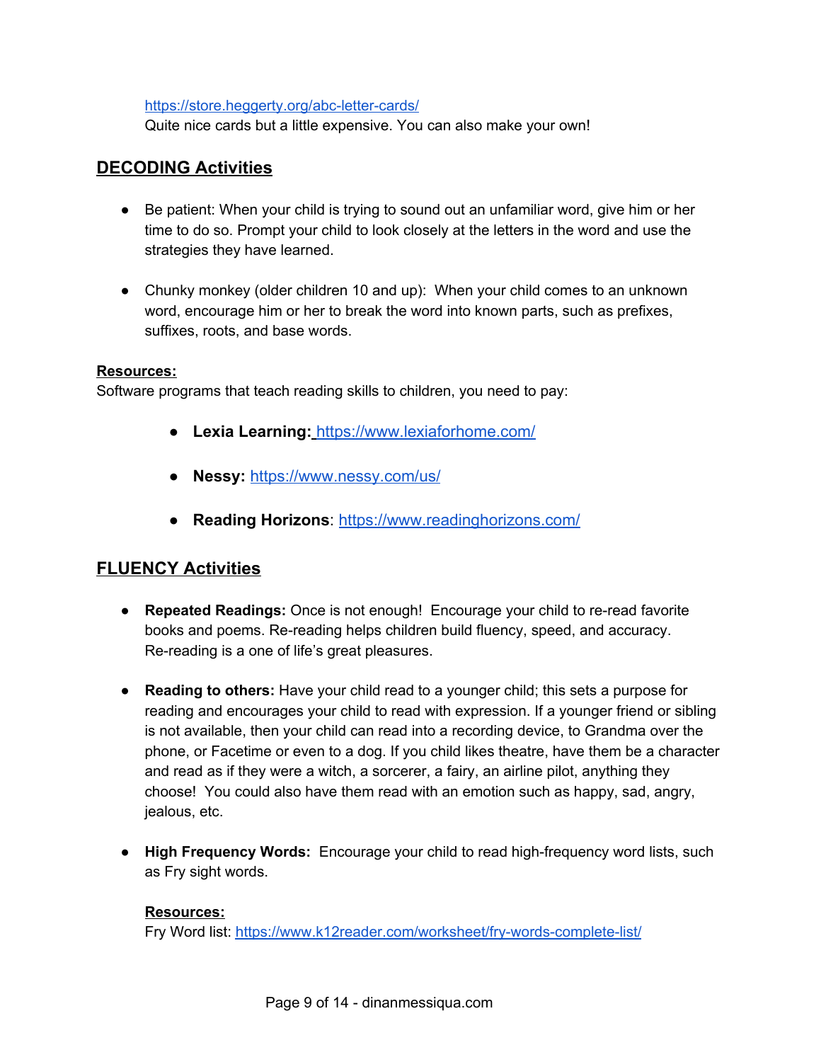https://store.heggerty.org/abc-letter-cards/
Quite nice cards but a little expensive. You can also make your own!

## DECODING Activities

- Be patient: When your child is trying to sound out an unfamiliar word, give him or her time to do so. Prompt your child to look closely at the letters in the word and use the strategies they have learned.

- Chunky monkey (older children 10 and up): When your child comes to an unknown word, encourage him or her to break the word into known parts, such as prefixes, suffixes, roots, and base words.

**Resources:**

Software programs that teach reading skills to children, you need to pay:

- **Lexia Learning:** https://www.lexiaforhome.com/
- **Nessy:** https://www.nessy.com/us/
- **Reading Horizons**: https://www.readinghorizons.com/

## FLUENCY Activities

- **Repeated Readings:** Once is not enough! Encourage your child to re-read favorite books and poems. Re-reading helps children build fluency, speed, and accuracy. Re-reading is a one of life's great pleasures.

- **Reading to others:** Have your child read to a younger child; this sets a purpose for reading and encourages your child to read with expression. If a younger friend or sibling is not available, then your child can read into a recording device, to Grandma over the phone, or Facetime or even to a dog. If you child likes theatre, have them be a character and read as if they were a witch, a sorcerer, a fairy, an airline pilot, anything they choose! You could also have them read with an emotion such as happy, sad, angry, jealous, etc.

- **High Frequency Words:** Encourage your child to read high-frequency word lists, such as Fry sight words.

  **Resources:**
  Fry Word list: https://www.k12reader.com/worksheet/fry-words-complete-list/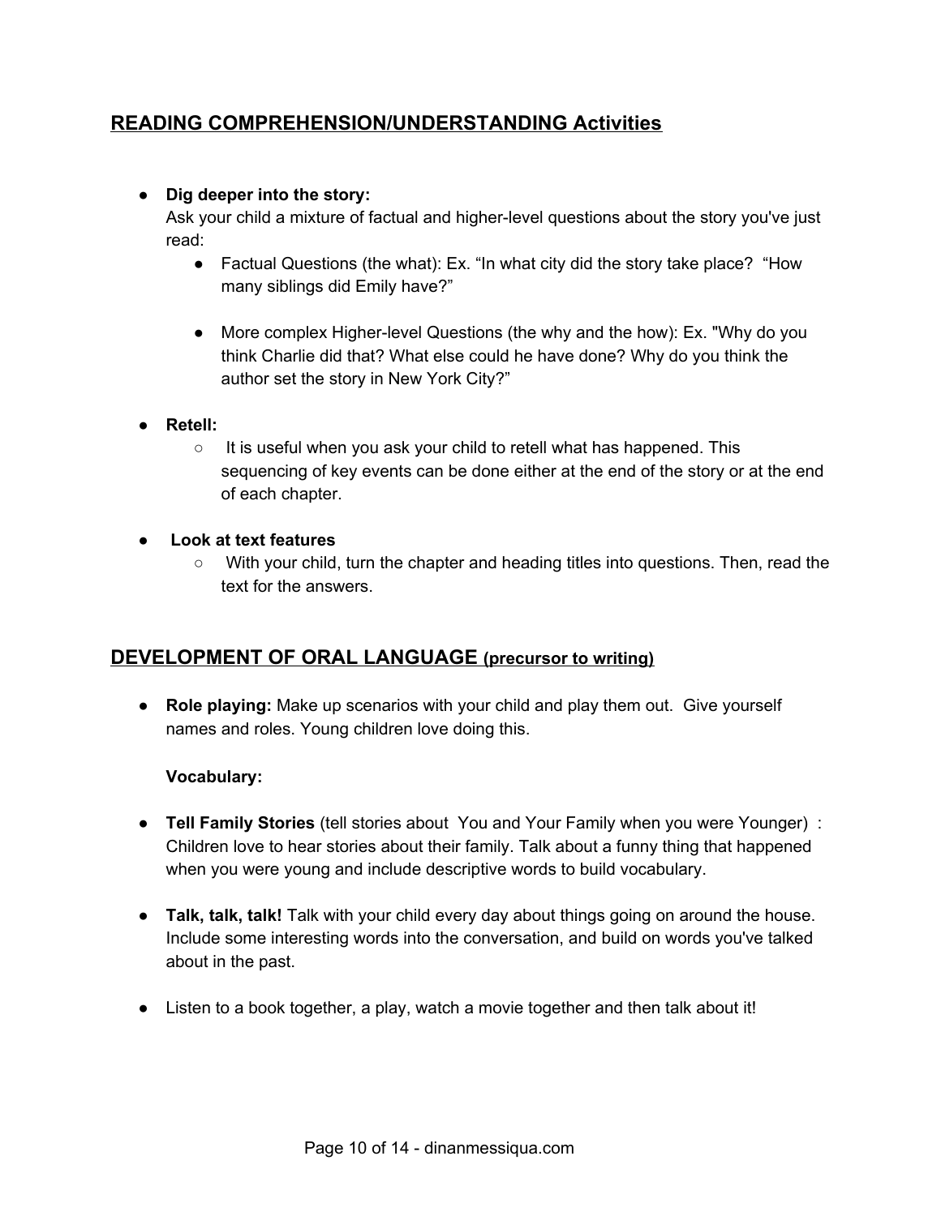## READING COMPREHENSION/UNDERSTANDING Activities

- **Dig deeper into the story:**
  Ask your child a mixture of factual and higher-level questions about the story you've just read:
  - Factual Questions (the what): Ex. "In what city did the story take place? "How many siblings did Emily have?"
  - More complex Higher-level Questions (the why and the how): Ex. "Why do you think Charlie did that? What else could he have done? Why do you think the author set the story in New York City?"
- **Retell:**
  - It is useful when you ask your child to retell what has happened. This sequencing of key events can be done either at the end of the story or at the end of each chapter.
- **Look at text features**
  - With your child, turn the chapter and heading titles into questions. Then, read the text for the answers.

## DEVELOPMENT OF ORAL LANGUAGE (precursor to writing)

- **Role playing:** Make up scenarios with your child and play them out. Give yourself names and roles. Young children love doing this.

  **Vocabulary:**

- **Tell Family Stories** (tell stories about You and Your Family when you were Younger) : Children love to hear stories about their family. Talk about a funny thing that happened when you were young and include descriptive words to build vocabulary.
- **Talk, talk, talk!** Talk with your child every day about things going on around the house. Include some interesting words into the conversation, and build on words you've talked about in the past.
- Listen to a book together, a play, watch a movie together and then talk about it!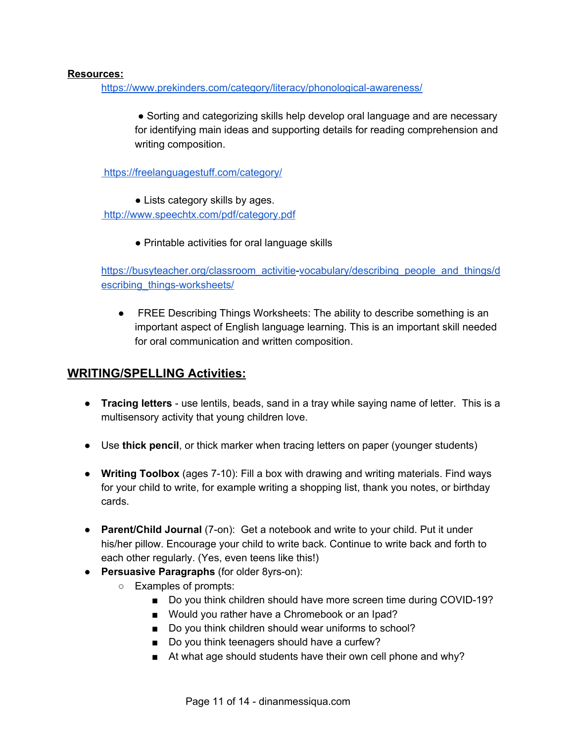**Resources:**

https://www.prekinders.com/category/literacy/phonological-awareness/

- Sorting and categorizing skills help develop oral language and are necessary for identifying main ideas and supporting details for reading comprehension and writing composition.

https://freelanguagestuff.com/category/

- Lists category skills by ages.

http://www.speechtx.com/pdf/category.pdf

- Printable activities for oral language skills

https://busyteacher.org/classroom_activitie-vocabulary/describing_people_and_things/describing_things-worksheets/

- FREE Describing Things Worksheets: The ability to describe something is an important aspect of English language learning. This is an important skill needed for oral communication and written composition.

## WRITING/SPELLING Activities:

- **Tracing letters** - use lentils, beads, sand in a tray while saying name of letter. This is a multisensory activity that young children love.
- Use **thick pencil**, or thick marker when tracing letters on paper (younger students)
- **Writing Toolbox** (ages 7-10): Fill a box with drawing and writing materials. Find ways for your child to write, for example writing a shopping list, thank you notes, or birthday cards.
- **Parent/Child Journal** (7-on): Get a notebook and write to your child. Put it under his/her pillow. Encourage your child to write back. Continue to write back and forth to each other regularly. (Yes, even teens like this!)
- **Persuasive Paragraphs** (for older 8yrs-on):
  - Examples of prompts:
    - Do you think children should have more screen time during COVID-19?
    - Would you rather have a Chromebook or an Ipad?
    - Do you think children should wear uniforms to school?
    - Do you think teenagers should have a curfew?
    - At what age should students have their own cell phone and why?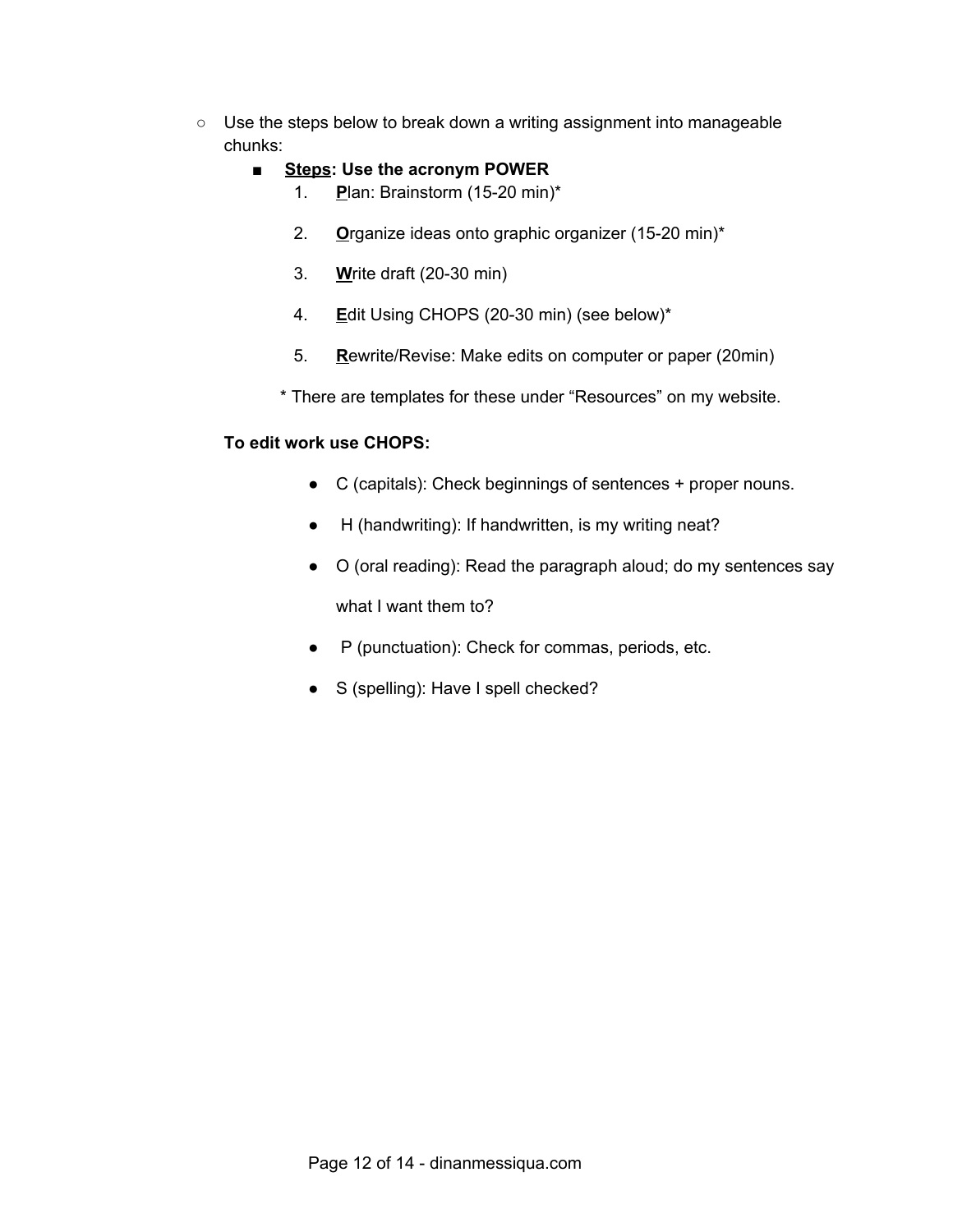- Use the steps below to break down a writing assignment into manageable chunks:
  - **Steps: Use the acronym POWER**
    1. **P**lan: Brainstorm (15-20 min)*
    2. **O**rganize ideas onto graphic organizer (15-20 min)*
    3. **W**rite draft (20-30 min)
    4. **E**dit Using CHOPS (20-30 min) (see below)*
    5. **R**ewrite/Revise: Make edits on computer or paper (20min)

    * There are templates for these under "Resources" on my website.

  **To edit work use CHOPS:**

  - C (capitals): Check beginnings of sentences + proper nouns.
  - H (handwriting): If handwritten, is my writing neat?
  - O (oral reading): Read the paragraph aloud; do my sentences say what I want them to?
  - P (punctuation): Check for commas, periods, etc.
  - S (spelling): Have I spell checked?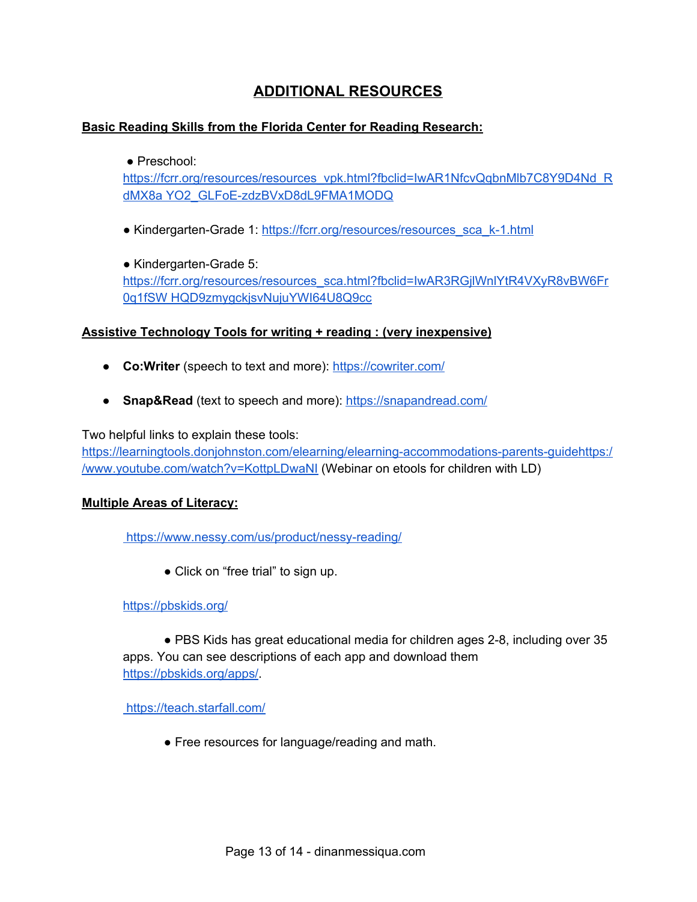## ADDITIONAL RESOURCES

**Basic Reading Skills from the Florida Center for Reading Research:**

- Preschool: https://fcrr.org/resources/resources_vpk.html?fbclid=IwAR1NfcvQqbnMlb7C8Y9D4Nd_RdMX8a YO2_GLFoE-zdzBVxD8dL9FMA1MODQ

- Kindergarten-Grade 1: https://fcrr.org/resources/resources_sca_k-1.html

- Kindergarten-Grade 5: https://fcrr.org/resources/resources_sca.html?fbclid=IwAR3RGjlWnlYtR4VXyR8vBW6Fr0q1fSW HQD9zmygckjsvNujuYWI64U8Q9cc

**Assistive Technology Tools for writing + reading : (very inexpensive)**

- **Co:Writer** (speech to text and more): https://cowriter.com/

- **Snap&Read** (text to speech and more): https://snapandread.com/

Two helpful links to explain these tools: https://learningtools.donjohnston.com/elearning/elearning-accommodations-parents-guidehttps://www.youtube.com/watch?v=KottpLDwaNI (Webinar on etools for children with LD)

**Multiple Areas of Literacy:**

https://www.nessy.com/us/product/nessy-reading/

- Click on "free trial" to sign up.

https://pbskids.org/

- PBS Kids has great educational media for children ages 2-8, including over 35 apps. You can see descriptions of each app and download them https://pbskids.org/apps/.

https://teach.starfall.com/

- Free resources for language/reading and math.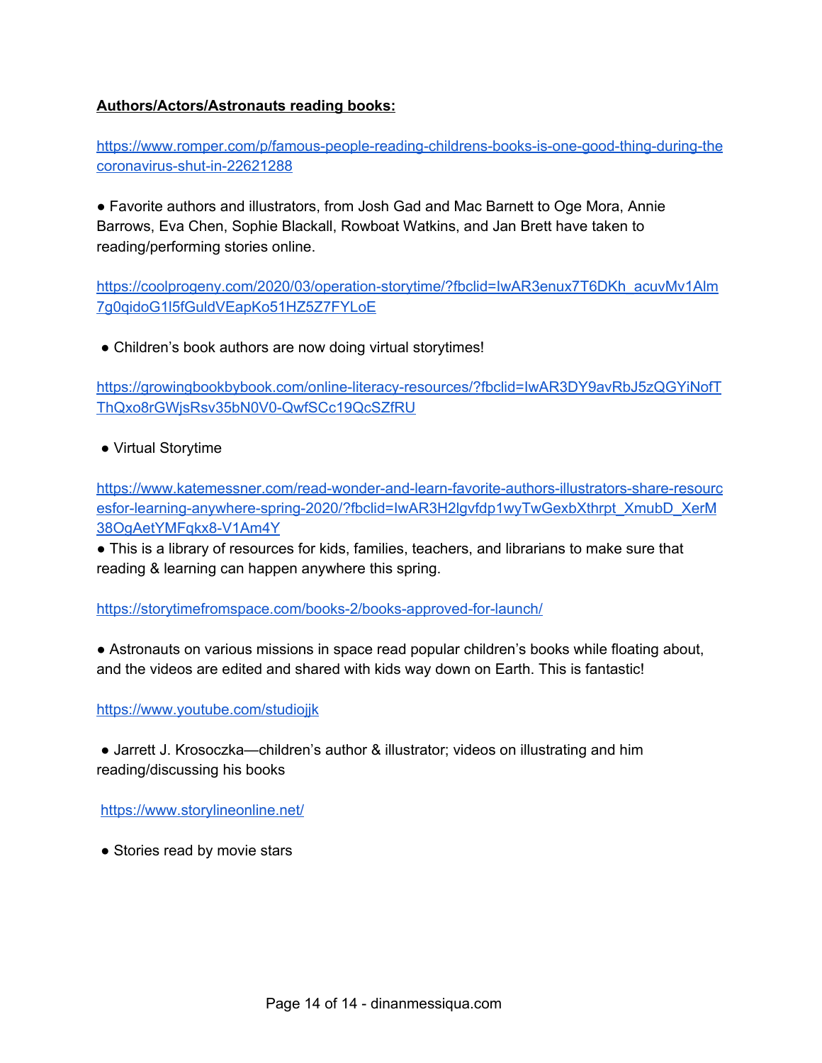**Authors/Actors/Astronauts reading books:**

https://www.romper.com/p/famous-people-reading-childrens-books-is-one-good-thing-during-the-coronavirus-shut-in-22621288

- Favorite authors and illustrators, from Josh Gad and Mac Barnett to Oge Mora, Annie Barrows, Eva Chen, Sophie Blackall, Rowboat Watkins, and Jan Brett have taken to reading/performing stories online.

https://coolprogeny.com/2020/03/operation-storytime/?fbclid=IwAR3enux7T6DKh_acuvMv1Alm7g0qidoG1I5fGuldVEapKo51HZ5Z7FYLoE

- Children's book authors are now doing virtual storytimes!

https://growingbookbybook.com/online-literacy-resources/?fbclid=IwAR3DY9avRbJ5zQGYiNofTThQxo8rGWjsRsv35bN0V0-QwfSCc19QcSZfRU

- Virtual Storytime

https://www.katemessner.com/read-wonder-and-learn-favorite-authors-illustrators-share-resourcesfor-learning-anywhere-spring-2020/?fbclid=IwAR3H2lgvfdp1wyTwGexbXthrpt_XmubD_XerM38OgAetYMFqkx8-V1Am4Y

- This is a library of resources for kids, families, teachers, and librarians to make sure that reading & learning can happen anywhere this spring.

https://storytimefromspace.com/books-2/books-approved-for-launch/

- Astronauts on various missions in space read popular children's books while floating about, and the videos are edited and shared with kids way down on Earth. This is fantastic!

https://www.youtube.com/studiojjk

- Jarrett J. Krosoczka—children's author & illustrator; videos on illustrating and him reading/discussing his books

https://www.storylineonline.net/

- Stories read by movie stars